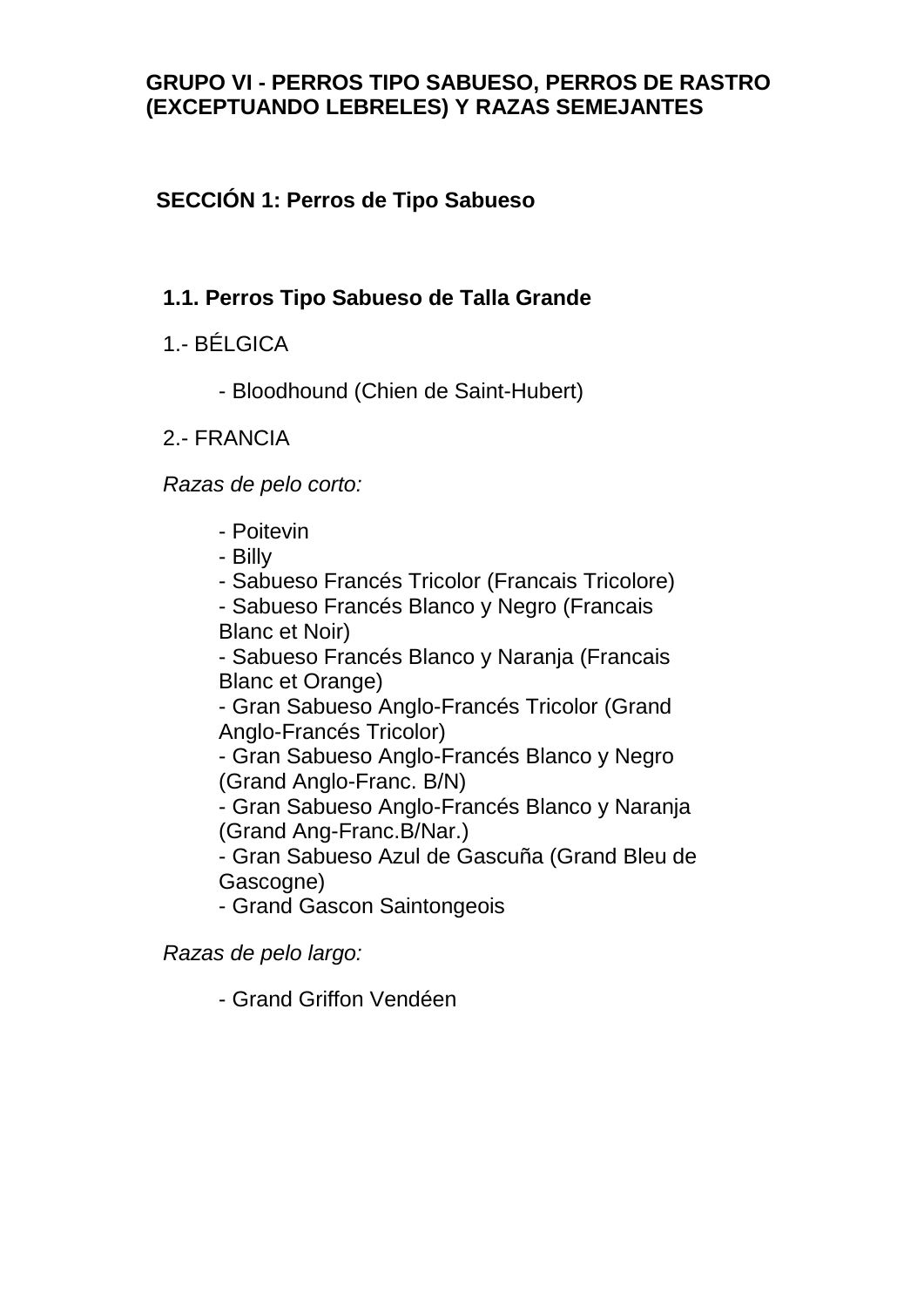# GRUPO VI - PERROS TIPO SABUESO, PERROS DE RASTRO (EXCEPTUANDO LEBRELES) Y RAZAS SEMEJANTES

## SECCIÓN 1: Perros de Tipo Sabueso

### 1.1. Perros Tipo Sabueso de Talla Grande

1.- BÉLGICA

- Bloodhound (Chien de Saint-Hubert)

2.- FRANCIA

*Razas de pelo corto:*

- Poitevin
- Billy
- Sabueso Francés Tricolor (Francais Tricolore)
- Sabueso Francés Blanco y Negro (Francais Blanc et Noir)
- Sabueso Francés Blanco y Naranja (Francais Blanc et Orange)
- Gran Sabueso Anglo-Francés Tricolor (Grand Anglo-Francés Tricolor)
- Gran Sabueso Anglo-Francés Blanco y Negro (Grand Anglo-Franc. B/N)
- Gran Sabueso Anglo-Francés Blanco y Naranja (Grand Ang-Franc.B/Nar.)
- Gran Sabueso Azul de Gascuña (Grand Bleu de Gascogne)
- Grand Gascon Saintongeois

*Razas de pelo largo:*

- Grand Griffon Vendéen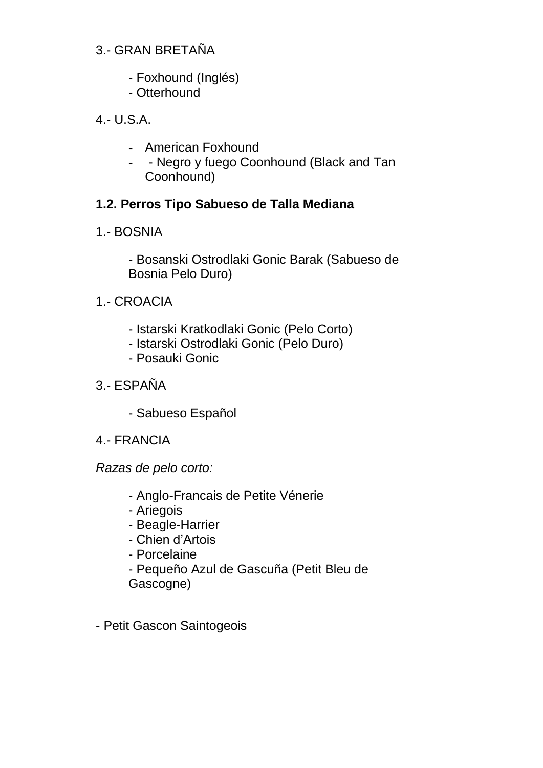3.- GRAN BRETAÑA

- Foxhound (Inglés)
- Otterhound

4.- U.S.A.

- American Foxhound
- - Negro y fuego Coonhound (Black and Tan Coonhound)

**1.2. Perros Tipo Sabueso de Talla Mediana**

1.- BOSNIA

- Bosanski Ostrodlaki Gonic Barak (Sabueso de Bosnia Pelo Duro)

1.- CROACIA

- Istarski Kratkodlaki Gonic (Pelo Corto)
- Istarski Ostrodlaki Gonic (Pelo Duro)
- Posauki Gonic

3.- ESPAÑA

- Sabueso Español

4.- FRANCIA

*Razas de pelo corto:*

- Anglo-Francais de Petite Vénerie
- Ariegois
- Beagle-Harrier
- Chien d'Artois
- Porcelaine
- Pequeño Azul de Gascuña (Petit Bleu de Gascogne)

- Petit Gascon Saintogeois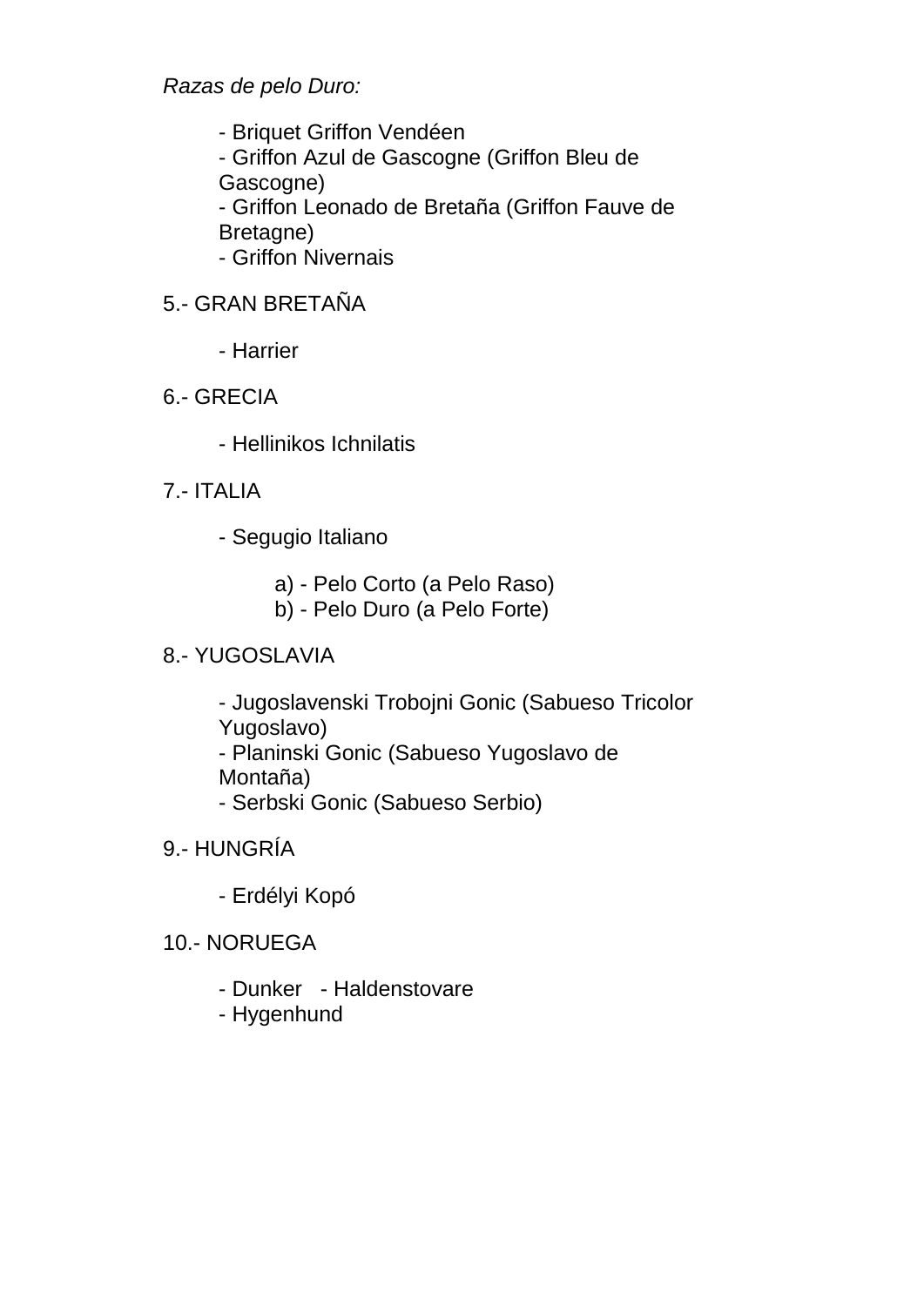*Razas de pelo Duro:*

- Briquet Griffon Vendéen
- Griffon Azul de Gascogne (Griffon Bleu de Gascogne)
- Griffon Leonado de Bretaña (Griffon Fauve de Bretagne)
- Griffon Nivernais

5.- GRAN BRETAÑA

- Harrier

6.- GRECIA

- Hellinikos Ichnilatis

7.- ITALIA

- Segugio Italiano

    a) - Pelo Corto (a Pelo Raso)
    b) - Pelo Duro (a Pelo Forte)

8.- YUGOSLAVIA

- Jugoslavenski Trobojni Gonic (Sabueso Tricolor Yugoslavo)
- Planinski Gonic (Sabueso Yugoslavo de Montaña)
- Serbski Gonic (Sabueso Serbio)

9.- HUNGRÍA

- Erdélyi Kopó

10.- NORUEGA

- Dunker - Haldenstovare
- Hygenhund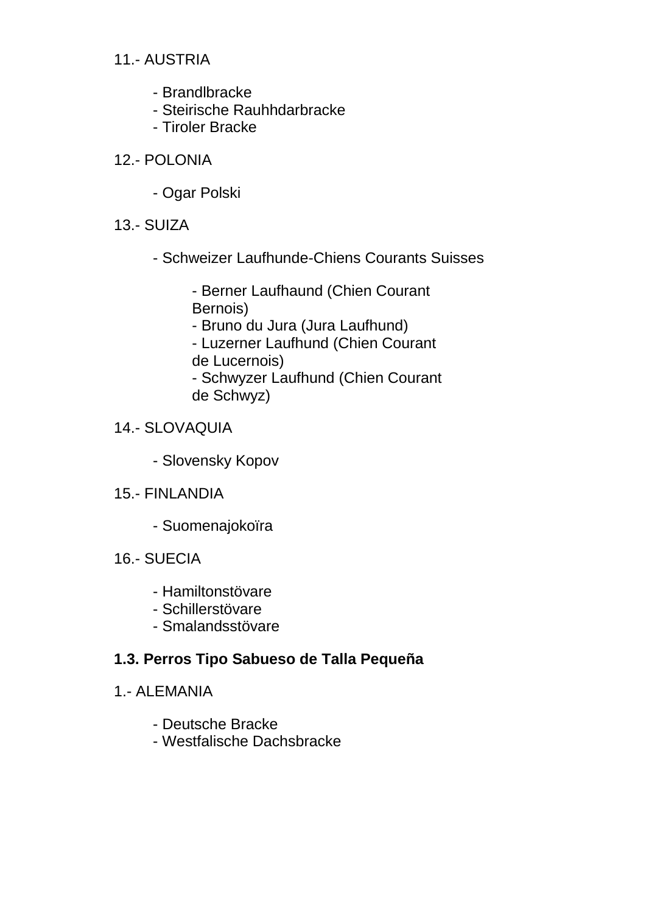11.- AUSTRIA

- Brandlbracke
- Steirische Rauhhdarbracke
- Tiroler Bracke

12.- POLONIA

- Ogar Polski

13.- SUIZA

- Schweizer Laufhunde-Chiens Courants Suisses
    - Berner Laufhaund (Chien Courant Bernois)
    - Bruno du Jura (Jura Laufhund)
    - Luzerner Laufhund (Chien Courant de Lucernois)
    - Schwyzer Laufhund (Chien Courant de Schwyz)

14.- SLOVAQUIA

- Slovensky Kopov

15.- FINLANDIA

- Suomenajokoïra

16.- SUECIA

- Hamiltonstövare
- Schillerstövare
- Smalandsstövare

**1.3. Perros Tipo Sabueso de Talla Pequeña**

1.- ALEMANIA

- Deutsche Bracke
- Westfalische Dachsbracke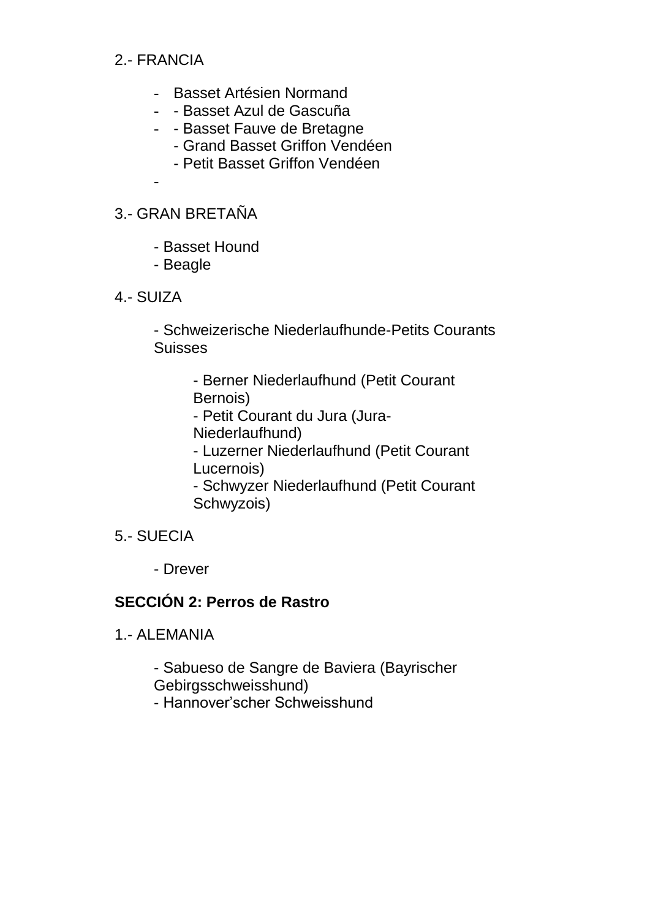2.- FRANCIA

- Basset Artésien Normand
- - Basset Azul de Gascuña
- - Basset Fauve de Bretagne
  - Grand Basset Griffon Vendéen
  - Petit Basset Griffon Vendéen
-

3.- GRAN BRETAÑA

- Basset Hound
- Beagle

4.- SUIZA

- Schweizerische Niederlaufhunde-Petits Courants Suisses
  - Berner Niederlaufhund (Petit Courant Bernois)
  - Petit Courant du Jura (Jura-Niederlaufhund)
  - Luzerner Niederlaufhund (Petit Courant Lucernois)
  - Schwyzer Niederlaufhund (Petit Courant Schwyzois)

5.- SUECIA

- Drever

**SECCIÓN 2: Perros de Rastro**

1.- ALEMANIA

- Sabueso de Sangre de Baviera (Bayrischer Gebirgsschweisshund)
- Hannover'scher Schweisshund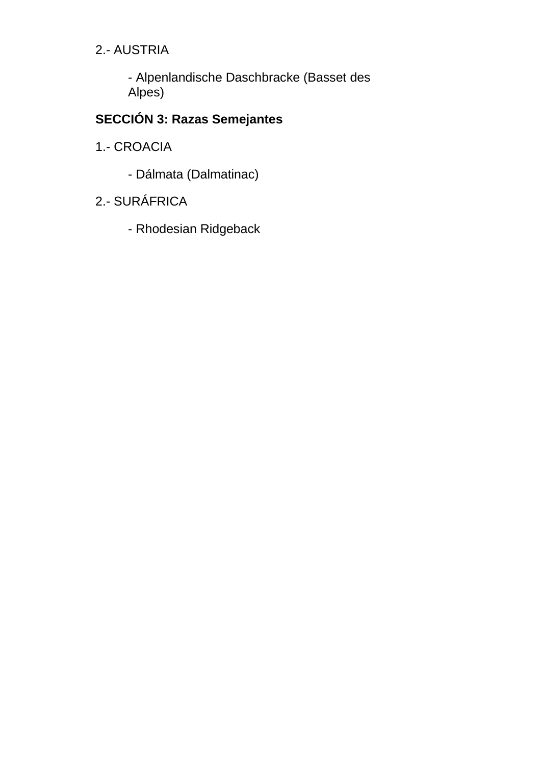2.- AUSTRIA

- Alpenlandische Daschbracke (Basset des Alpes)

**SECCIÓN 3: Razas Semejantes**

1.- CROACIA

- Dálmata (Dalmatinac)

2.- SURÁFRICA

- Rhodesian Ridgeback